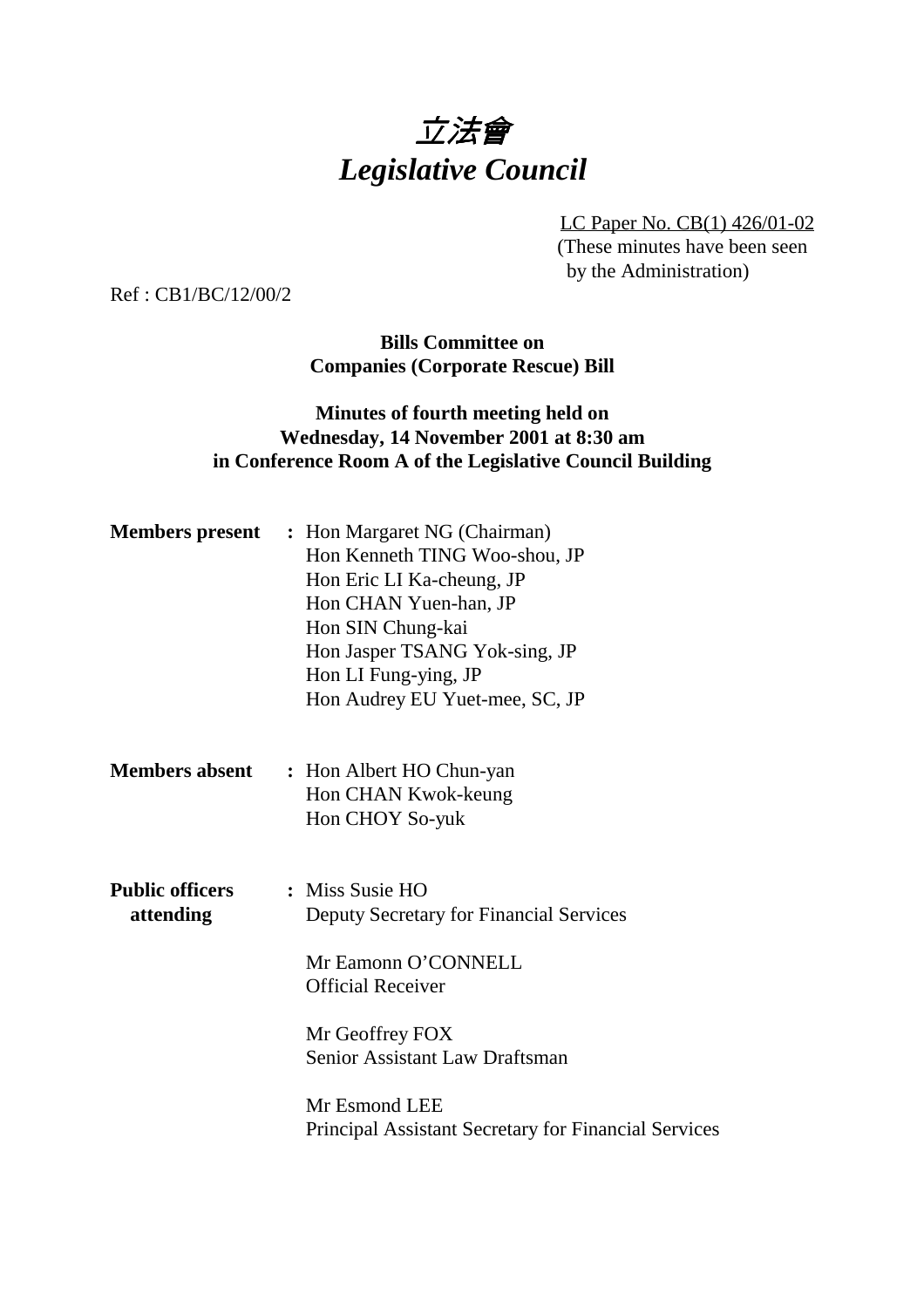# *立法會*
# *Legislative Council*

LC Paper No. CB(1) 426/01-02
(These minutes have been seen by the Administration)

Ref : CB1/BC/12/00/2

**Bills Committee on**
**Companies (Corporate Rescue) Bill**

**Minutes of fourth meeting held on**
**Wednesday, 14 November 2001 at 8:30 am**
**in Conference Room A of the Legislative Council Building**

**Members present :** Hon Margaret NG (Chairman)
Hon Kenneth TING Woo-shou, JP
Hon Eric LI Ka-cheung, JP
Hon CHAN Yuen-han, JP
Hon SIN Chung-kai
Hon Jasper TSANG Yok-sing, JP
Hon LI Fung-ying, JP
Hon Audrey EU Yuet-mee, SC, JP

**Members absent :** Hon Albert HO Chun-yan
Hon CHAN Kwok-keung
Hon CHOY So-yuk

**Public officers attending :** Miss Susie HO
Deputy Secretary for Financial Services

Mr Eamonn O'CONNELL
Official Receiver

Mr Geoffrey FOX
Senior Assistant Law Draftsman

Mr Esmond LEE
Principal Assistant Secretary for Financial Services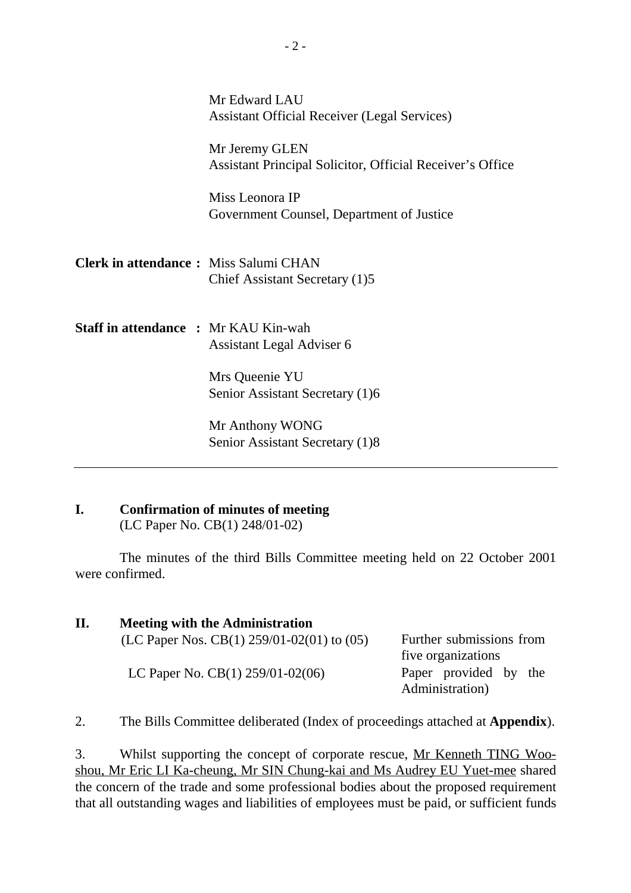Mr Edward LAU
Assistant Official Receiver (Legal Services)

Mr Jeremy GLEN
Assistant Principal Solicitor, Official Receiver's Office

Miss Leonora IP
Government Counsel, Department of Justice

**Clerk in attendance :** Miss Salumi CHAN
Chief Assistant Secretary (1)5

**Staff in attendance :** Mr KAU Kin-wah
Assistant Legal Adviser 6

Mrs Queenie YU
Senior Assistant Secretary (1)6

Mr Anthony WONG
Senior Assistant Secretary (1)8

---

## I. Confirmation of minutes of meeting
(LC Paper No. CB(1) 248/01-02)

The minutes of the third Bills Committee meeting held on 22 October 2001 were confirmed.

## II. Meeting with the Administration

| | |
|---|---|
| (LC Paper Nos. CB(1) 259/01-02(01) to (05) | Further submissions from five organizations |
| LC Paper No. CB(1) 259/01-02(06) | Paper provided by the Administration) |

2. The Bills Committee deliberated (Index of proceedings attached at **Appendix**).

3. Whilst supporting the concept of corporate rescue, Mr Kenneth TING Woo-shou, Mr Eric LI Ka-cheung, Mr SIN Chung-kai and Ms Audrey EU Yuet-mee shared the concern of the trade and some professional bodies about the proposed requirement that all outstanding wages and liabilities of employees must be paid, or sufficient funds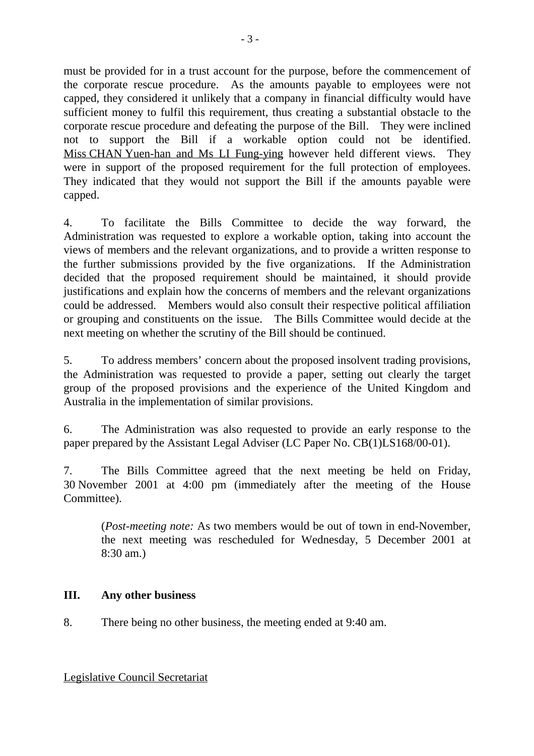must be provided for in a trust account for the purpose, before the commencement of the corporate rescue procedure. As the amounts payable to employees were not capped, they considered it unlikely that a company in financial difficulty would have sufficient money to fulfil this requirement, thus creating a substantial obstacle to the corporate rescue procedure and defeating the purpose of the Bill. They were inclined not to support the Bill if a workable option could not be identified. Miss CHAN Yuen-han and Ms LI Fung-ying however held different views. They were in support of the proposed requirement for the full protection of employees. They indicated that they would not support the Bill if the amounts payable were capped.

4. To facilitate the Bills Committee to decide the way forward, the Administration was requested to explore a workable option, taking into account the views of members and the relevant organizations, and to provide a written response to the further submissions provided by the five organizations. If the Administration decided that the proposed requirement should be maintained, it should provide justifications and explain how the concerns of members and the relevant organizations could be addressed. Members would also consult their respective political affiliation or grouping and constituents on the issue. The Bills Committee would decide at the next meeting on whether the scrutiny of the Bill should be continued.

5. To address members' concern about the proposed insolvent trading provisions, the Administration was requested to provide a paper, setting out clearly the target group of the proposed provisions and the experience of the United Kingdom and Australia in the implementation of similar provisions.

6. The Administration was also requested to provide an early response to the paper prepared by the Assistant Legal Adviser (LC Paper No. CB(1)LS168/00-01).

7. The Bills Committee agreed that the next meeting be held on Friday, 30 November 2001 at 4:00 pm (immediately after the meeting of the House Committee).

> (*Post-meeting note:* As two members would be out of town in end-November, the next meeting was rescheduled for Wednesday, 5 December 2001 at 8:30 am.)

**III. Any other business**

8. There being no other business, the meeting ended at 9:40 am.

Legislative Council Secretariat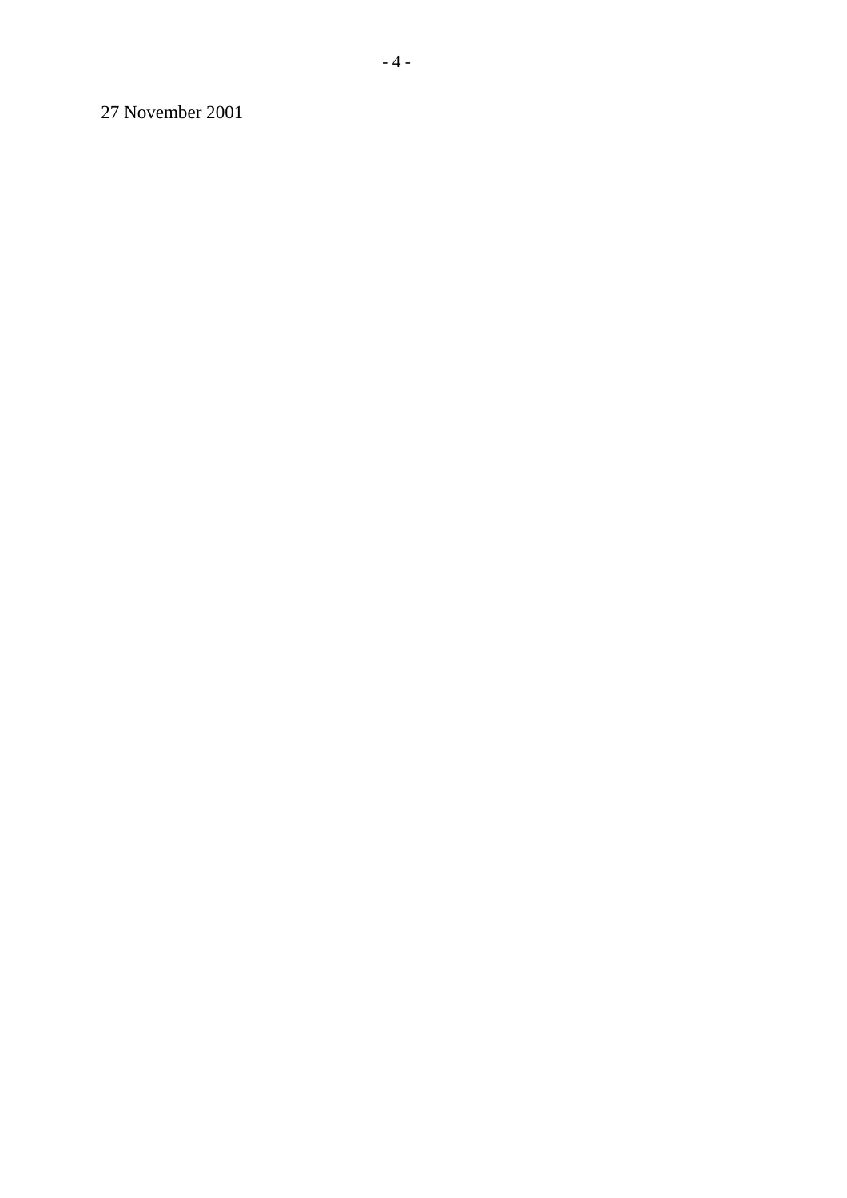27 November 2001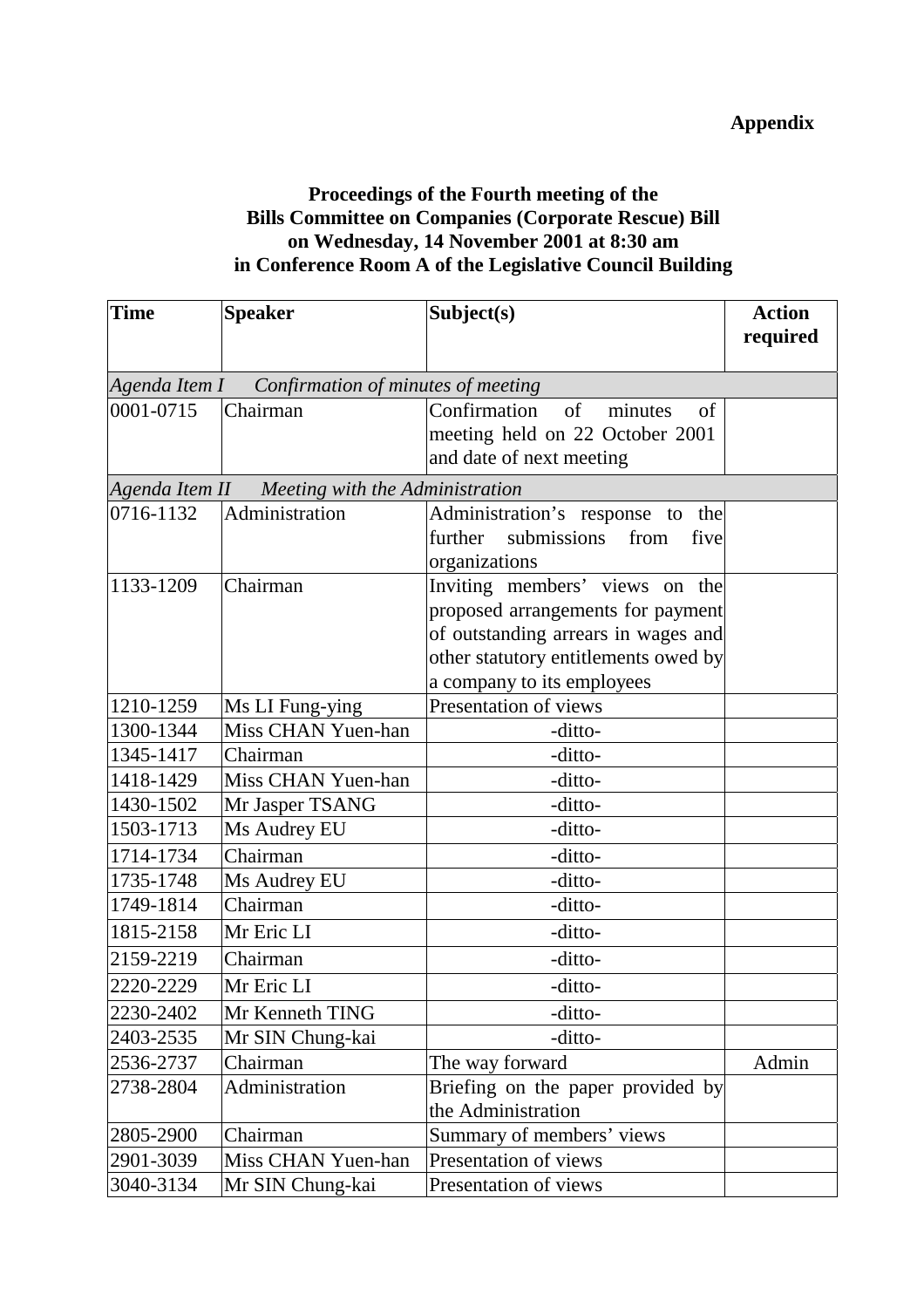**Appendix**

**Proceedings of the Fourth meeting of the Bills Committee on Companies (Corporate Rescue) Bill on Wednesday, 14 November 2001 at 8:30 am in Conference Room A of the Legislative Council Building**

| Time | Speaker | Subject(s) | Action required |
|---|---|---|---|
| *Agenda Item I Confirmation of minutes of meeting* | | | |
| 0001-0715 | Chairman | Confirmation of minutes of meeting held on 22 October 2001 and date of next meeting | |
| *Agenda Item II Meeting with the Administration* | | | |
| 0716-1132 | Administration | Administration's response to the further submissions from five organizations | |
| 1133-1209 | Chairman | Inviting members' views on the proposed arrangements for payment of outstanding arrears in wages and other statutory entitlements owed by a company to its employees | |
| 1210-1259 | Ms LI Fung-ying | Presentation of views | |
| 1300-1344 | Miss CHAN Yuen-han | -ditto- | |
| 1345-1417 | Chairman | -ditto- | |
| 1418-1429 | Miss CHAN Yuen-han | -ditto- | |
| 1430-1502 | Mr Jasper TSANG | -ditto- | |
| 1503-1713 | Ms Audrey EU | -ditto- | |
| 1714-1734 | Chairman | -ditto- | |
| 1735-1748 | Ms Audrey EU | -ditto- | |
| 1749-1814 | Chairman | -ditto- | |
| 1815-2158 | Mr Eric LI | -ditto- | |
| 2159-2219 | Chairman | -ditto- | |
| 2220-2229 | Mr Eric LI | -ditto- | |
| 2230-2402 | Mr Kenneth TING | -ditto- | |
| 2403-2535 | Mr SIN Chung-kai | -ditto- | |
| 2536-2737 | Chairman | The way forward | Admin |
| 2738-2804 | Administration | Briefing on the paper provided by the Administration | |
| 2805-2900 | Chairman | Summary of members' views | |
| 2901-3039 | Miss CHAN Yuen-han | Presentation of views | |
| 3040-3134 | Mr SIN Chung-kai | Presentation of views | |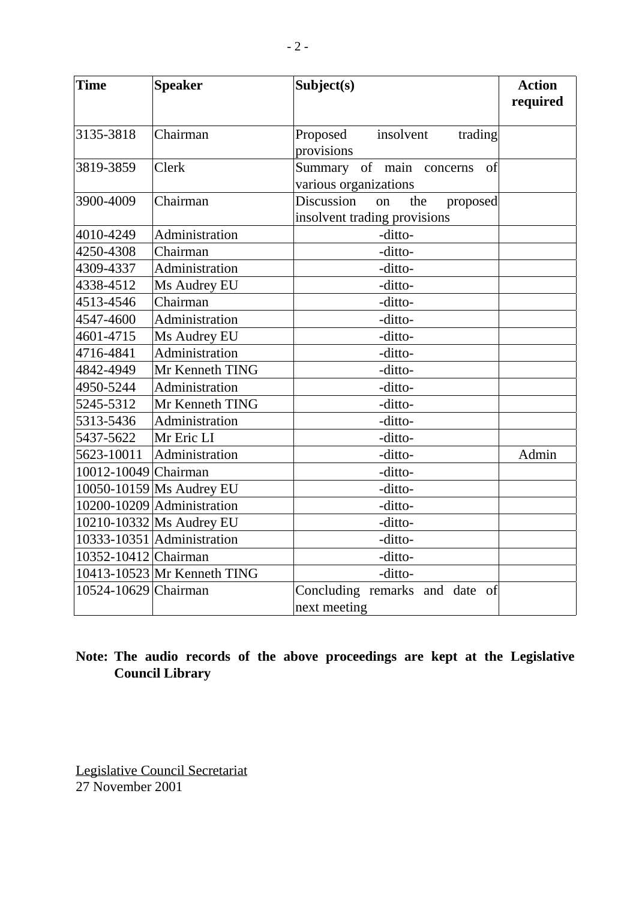| Time | Speaker | Subject(s) | Action required |
|---|---|---|---|
| 3135-3818 | Chairman | Proposed insolvent trading provisions | |
| 3819-3859 | Clerk | Summary of main concerns of various organizations | |
| 3900-4009 | Chairman | Discussion on the proposed insolvent trading provisions | |
| 4010-4249 | Administration | -ditto- | |
| 4250-4308 | Chairman | -ditto- | |
| 4309-4337 | Administration | -ditto- | |
| 4338-4512 | Ms Audrey EU | -ditto- | |
| 4513-4546 | Chairman | -ditto- | |
| 4547-4600 | Administration | -ditto- | |
| 4601-4715 | Ms Audrey EU | -ditto- | |
| 4716-4841 | Administration | -ditto- | |
| 4842-4949 | Mr Kenneth TING | -ditto- | |
| 4950-5244 | Administration | -ditto- | |
| 5245-5312 | Mr Kenneth TING | -ditto- | |
| 5313-5436 | Administration | -ditto- | |
| 5437-5622 | Mr Eric LI | -ditto- | |
| 5623-10011 | Administration | -ditto- | Admin |
| 10012-10049 | Chairman | -ditto- | |
| 10050-10159 | Ms Audrey EU | -ditto- | |
| 10200-10209 | Administration | -ditto- | |
| 10210-10332 | Ms Audrey EU | -ditto- | |
| 10333-10351 | Administration | -ditto- | |
| 10352-10412 | Chairman | -ditto- | |
| 10413-10523 | Mr Kenneth TING | -ditto- | |
| 10524-10629 | Chairman | Concluding remarks and date of next meeting | |

**Note: The audio records of the above proceedings are kept at the Legislative Council Library**

Legislative Council Secretariat
27 November 2001